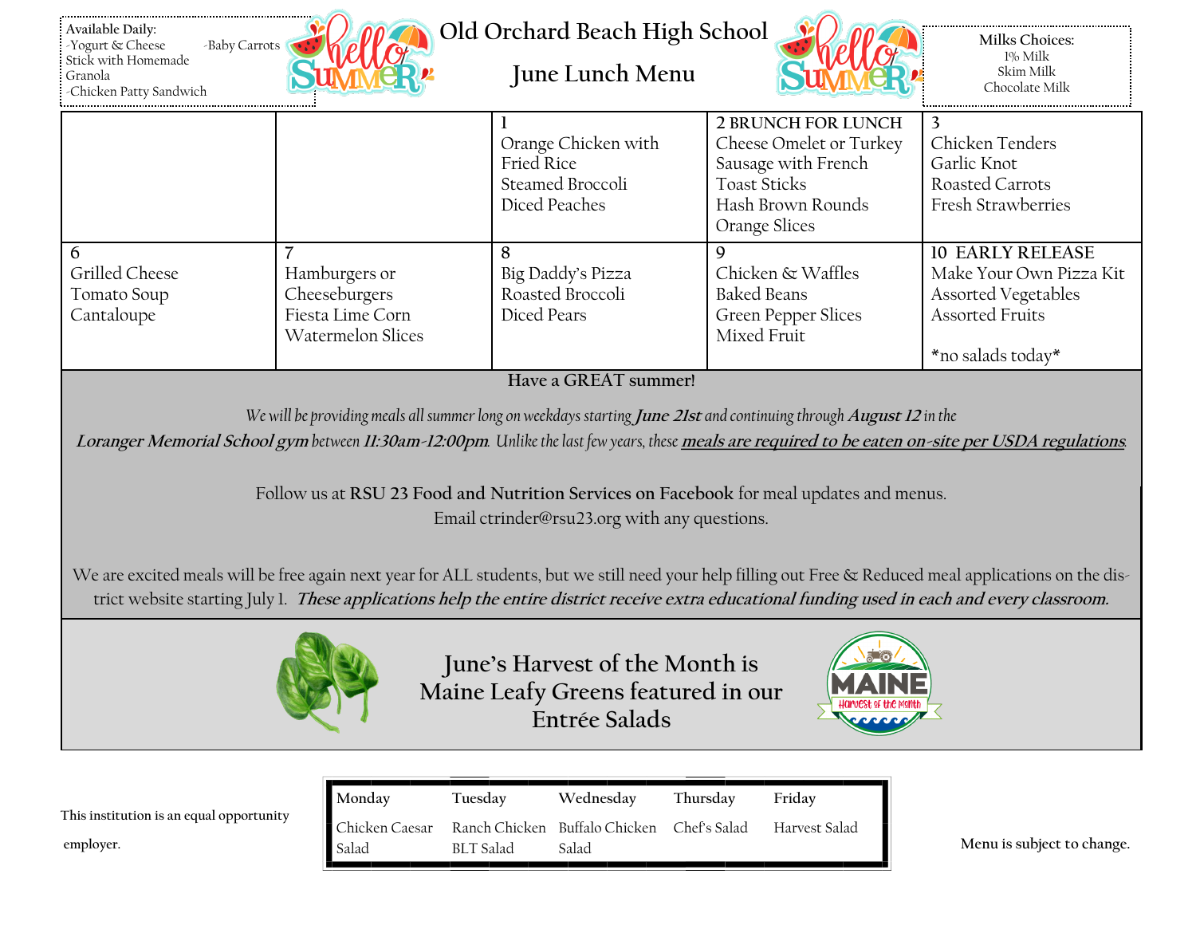**Available Daily:**
- Yogurt & Cheese Stick with Homemade Granola
- Baby Carrots
- Chicken Patty Sandwich

# Old Orchard Beach High School

## June Lunch Menu

**Milks Choices:**
1% Milk
Skim Milk
Chocolate Milk

| | | | | |
|---|---|---|---|---|
| | | 1<br>Orange Chicken with Fried Rice<br>Steamed Broccoli<br>Diced Peaches | 2 BRUNCH FOR LUNCH<br>Cheese Omelet or Turkey Sausage with French Toast Sticks<br>Hash Brown Rounds<br>Orange Slices | 3<br>Chicken Tenders<br>Garlic Knot<br>Roasted Carrots<br>Fresh Strawberries |
| 6<br>Grilled Cheese<br>Tomato Soup<br>Cantaloupe | 7<br>Hamburgers or Cheeseburgers<br>Fiesta Lime Corn<br>Watermelon Slices | 8<br>Big Daddy's Pizza<br>Roasted Broccoli<br>Diced Pears | 9<br>Chicken & Waffles<br>Baked Beans<br>Green Pepper Slices<br>Mixed Fruit | 10 EARLY RELEASE<br>Make Your Own Pizza Kit<br>Assorted Vegetables<br>Assorted Fruits<br><br>*no salads today* |

**Have a GREAT summer!**

*We will be providing meals all summer long on weekdays starting **June 21st** and continuing through **August 12** in the **Loranger Memorial School gym** between **11:30am-12:00pm**. Unlike the last few years, these **meals are required to be eaten on-site per USDA regulations**.*

Follow us at **RSU 23 Food and Nutrition Services on Facebook** for meal updates and menus.
Email ctrinder@rsu23.org with any questions.

We are excited meals will be free again next year for ALL students, but we still need your help filling out Free & Reduced meal applications on the district website starting July 1. ***These applications help the entire district receive extra educational funding used in each and every classroom.***

## June's Harvest of the Month is Maine Leafy Greens featured in our Entrée Salads

MAINE Harvest of the Month

| Monday | Tuesday | Wednesday | Thursday | Friday |
|---|---|---|---|---|
| Chicken Caesar Salad | Ranch Chicken BLT Salad | Buffalo Chicken Salad | Chef's Salad | Harvest Salad |

This institution is an equal opportunity employer.

Menu is subject to change.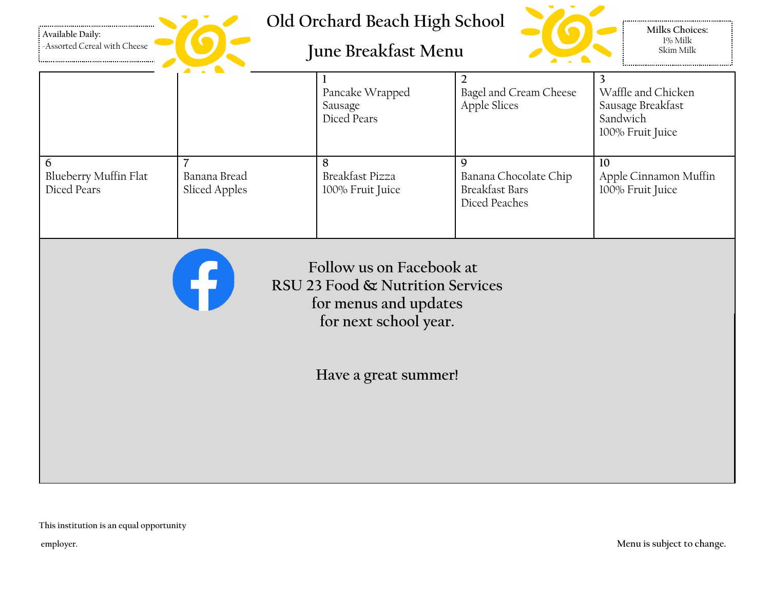**Available Daily:**
-Assorted Cereal with Cheese

# Old Orchard Beach High School

## June Breakfast Menu

**Milks Choices:**
1% Milk
Skim Milk

| | | | | |
|---|---|---|---|---|
| | | 1<br>Pancake Wrapped Sausage<br>Diced Pears | 2<br>Bagel and Cream Cheese<br>Apple Slices | 3<br>Waffle and Chicken Sausage Breakfast Sandwich<br>100% Fruit Juice |
| 6<br>Blueberry Muffin Flat<br>Diced Pears | 7<br>Banana Bread<br>Sliced Apples | 8<br>Breakfast Pizza<br>100% Fruit Juice | 9<br>Banana Chocolate Chip Breakfast Bars<br>Diced Peaches | 10<br>Apple Cinnamon Muffin<br>100% Fruit Juice |

Follow us on Facebook at
RSU 23 Food & Nutrition Services
for menus and updates
for next school year.

Have a great summer!

This institution is an equal opportunity employer.

Menu is subject to change.